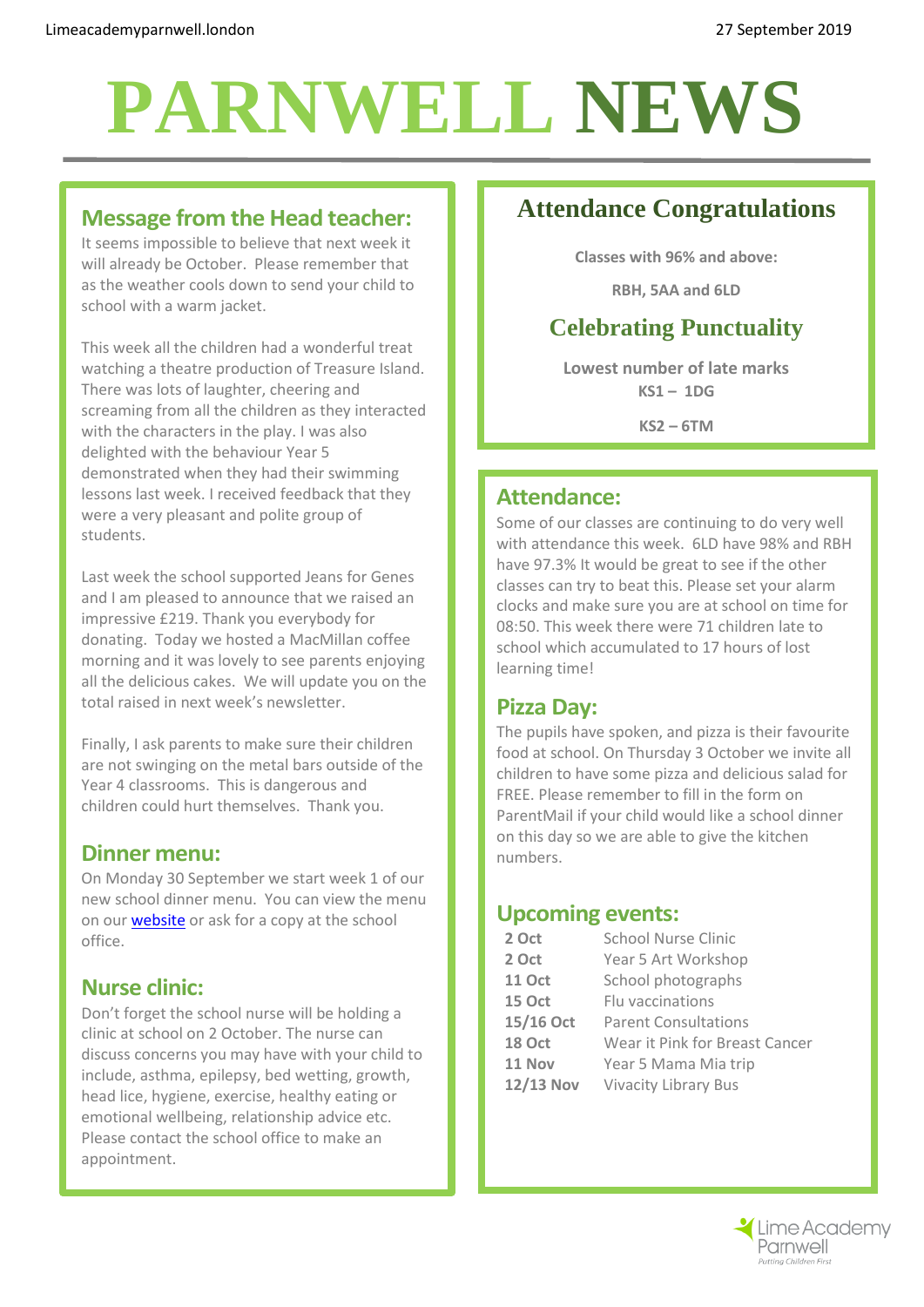Limeacademyparnwell.london

27 September 2019

# PARNWELL NEWS

## Message from the Head teacher:

It seems impossible to believe that next week it will already be October. Please remember that as the weather cools down to send your child to school with a warm jacket.

This week all the children had a wonderful treat watching a theatre production of Treasure Island. There was lots of laughter, cheering and screaming from all the children as they interacted with the characters in the play. I was also delighted with the behaviour Year 5 demonstrated when they had their swimming lessons last week. I received feedback that they were a very pleasant and polite group of students.

Last week the school supported Jeans for Genes and I am pleased to announce that we raised an impressive £219. Thank you everybody for donating. Today we hosted a MacMillan coffee morning and it was lovely to see parents enjoying all the delicious cakes. We will update you on the total raised in next week's newsletter.

Finally, I ask parents to make sure their children are not swinging on the metal bars outside of the Year 4 classrooms. This is dangerous and children could hurt themselves. Thank you.

## Dinner menu:

On Monday 30 September we start week 1 of our new school dinner menu. You can view the menu on our website or ask for a copy at the school office.

## Nurse clinic:

Don't forget the school nurse will be holding a clinic at school on 2 October. The nurse can discuss concerns you may have with your child to include, asthma, epilepsy, bed wetting, growth, head lice, hygiene, exercise, healthy eating or emotional wellbeing, relationship advice etc. Please contact the school office to make an appointment.

## Attendance Congratulations

**Classes with 96% and above:**

**RBH, 5AA and 6LD**

## Celebrating Punctuality

**Lowest number of late marks**

**KS1 – 1DG**

**KS2 – 6TM**

## Attendance:

Some of our classes are continuing to do very well with attendance this week. 6LD have 98% and RBH have 97.3% It would be great to see if the other classes can try to beat this. Please set your alarm clocks and make sure you are at school on time for 08:50. This week there were 71 children late to school which accumulated to 17 hours of lost learning time!

## Pizza Day:

The pupils have spoken, and pizza is their favourite food at school. On Thursday 3 October we invite all children to have some pizza and delicious salad for FREE. Please remember to fill in the form on ParentMail if your child would like a school dinner on this day so we are able to give the kitchen numbers.

## Upcoming events:

| Date | Event |
|---|---|
| **2 Oct** | School Nurse Clinic |
| **2 Oct** | Year 5 Art Workshop |
| **11 Oct** | School photographs |
| **15 Oct** | Flu vaccinations |
| **15/16 Oct** | Parent Consultations |
| **18 Oct** | Wear it Pink for Breast Cancer |
| **11 Nov** | Year 5 Mama Mia trip |
| **12/13 Nov** | Vivacity Library Bus |

Lime Academy Parnwell
*Putting Children First*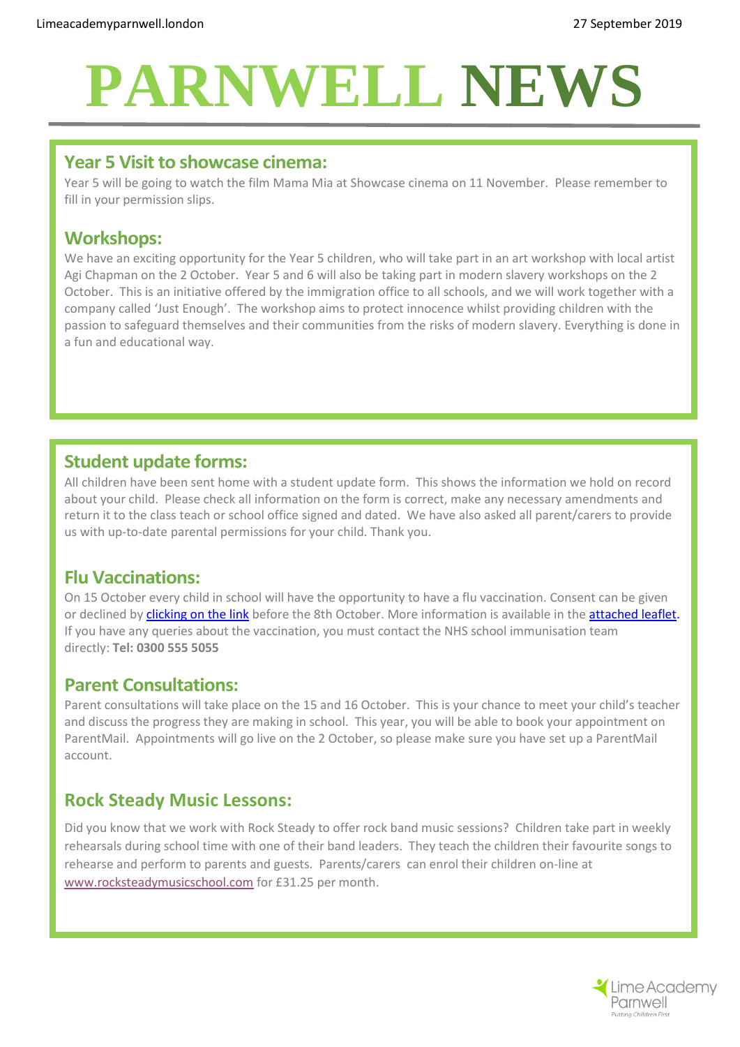# PARNWELL NEWS

## Year 5 Visit to showcase cinema:

Year 5 will be going to watch the film Mama Mia at Showcase cinema on 11 November. Please remember to fill in your permission slips.

## Workshops:

We have an exciting opportunity for the Year 5 children, who will take part in an art workshop with local artist Agi Chapman on the 2 October. Year 5 and 6 will also be taking part in modern slavery workshops on the 2 October. This is an initiative offered by the immigration office to all schools, and we will work together with a company called 'Just Enough'. The workshop aims to protect innocence whilst providing children with the passion to safeguard themselves and their communities from the risks of modern slavery. Everything is done in a fun and educational way.

## Student update forms:

All children have been sent home with a student update form. This shows the information we hold on record about your child. Please check all information on the form is correct, make any necessary amendments and return it to the class teach or school office signed and dated. We have also asked all parent/carers to provide us with up-to-date parental permissions for your child. Thank you.

## Flu Vaccinations:

On 15 October every child in school will have the opportunity to have a flu vaccination. Consent can be given or declined by clicking on the link before the 8th October. More information is available in the attached leaflet. If you have any queries about the vaccination, you must contact the NHS school immunisation team directly: **Tel: 0300 555 5055**

## Parent Consultations:

Parent consultations will take place on the 15 and 16 October. This is your chance to meet your child's teacher and discuss the progress they are making in school. This year, you will be able to book your appointment on ParentMail. Appointments will go live on the 2 October, so please make sure you have set up a ParentMail account.

## Rock Steady Music Lessons:

Did you know that we work with Rock Steady to offer rock band music sessions? Children take part in weekly rehearsals during school time with one of their band leaders. They teach the children their favourite songs to rehearse and perform to parents and guests. Parents/carers can enrol their children on-line at www.rocksteadymusicschool.com for £31.25 per month.

Lime Academy Parnwell
Putting Children First